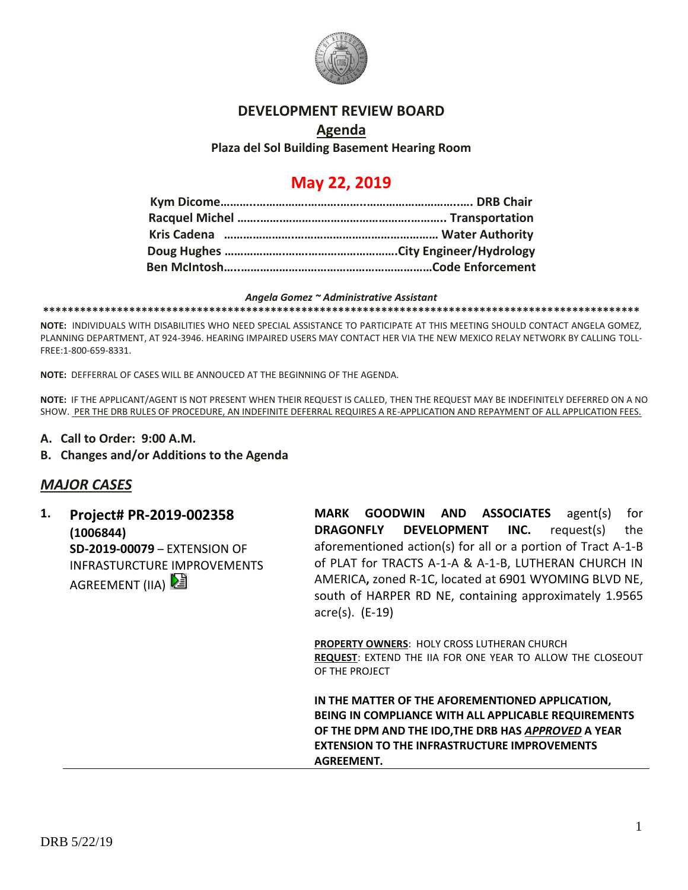# DEVELOPMENT REVIEW BOARD

## Agenda

**Plaza del Sol Building Basement Hearing Room**

## May 22, 2019

**Kym Dicome……………………………………………………………….. DRB Chair**
**Racquel Michel ……………………………………………………….. Transportation**
**Kris Cadena ………………………………………………………… Water Authority**
**Doug Hughes …………………………………………….City Engineer/Hydrology**
**Ben McIntosh…..……………………………………………………Code Enforcement**

***Angela Gomez ~ Administrative Assistant***

****************************************************************************************************

**NOTE:** INDIVIDUALS WITH DISABILITIES WHO NEED SPECIAL ASSISTANCE TO PARTICIPATE AT THIS MEETING SHOULD CONTACT ANGELA GOMEZ, PLANNING DEPARTMENT, AT 924-3946. HEARING IMPAIRED USERS MAY CONTACT HER VIA THE NEW MEXICO RELAY NETWORK BY CALLING TOLL-FREE:1-800-659-8331.

**NOTE:** DEFFERRAL OF CASES WILL BE ANNOUCED AT THE BEGINNING OF THE AGENDA.

**NOTE:** IF THE APPLICANT/AGENT IS NOT PRESENT WHEN THEIR REQUEST IS CALLED, THEN THE REQUEST MAY BE INDEFINITELY DEFERRED ON A NO SHOW. PER THE DRB RULES OF PROCEDURE, AN INDEFINITE DEFERRAL REQUIRES A RE-APPLICATION AND REPAYMENT OF ALL APPLICATION FEES.

- **A. Call to Order: 9:00 A.M.**
- **B. Changes and/or Additions to the Agenda**

## *MAJOR CASES*

**1. Project# PR-2019-002358 (1006844)**
**SD-2019-00079** – EXTENSION OF INFRASTURCTURE IMPROVEMENTS AGREEMENT (IIA)

**MARK GOODWIN AND ASSOCIATES** agent(s) for **DRAGONFLY DEVELOPMENT INC.** request(s) the aforementioned action(s) for all or a portion of Tract A-1-B of PLAT for TRACTS A-1-A & A-1-B, LUTHERAN CHURCH IN AMERICA**,** zoned R-1C, located at 6901 WYOMING BLVD NE, south of HARPER RD NE, containing approximately 1.9565 acre(s). (E-19)

**PROPERTY OWNERS**: HOLY CROSS LUTHERAN CHURCH
**REQUEST**: EXTEND THE IIA FOR ONE YEAR TO ALLOW THE CLOSEOUT OF THE PROJECT

**IN THE MATTER OF THE AFOREMENTIONED APPLICATION, BEING IN COMPLIANCE WITH ALL APPLICABLE REQUIREMENTS OF THE DPM AND THE IDO,THE DRB HAS *APPROVED* A YEAR EXTENSION TO THE INFRASTRUCTURE IMPROVEMENTS AGREEMENT.**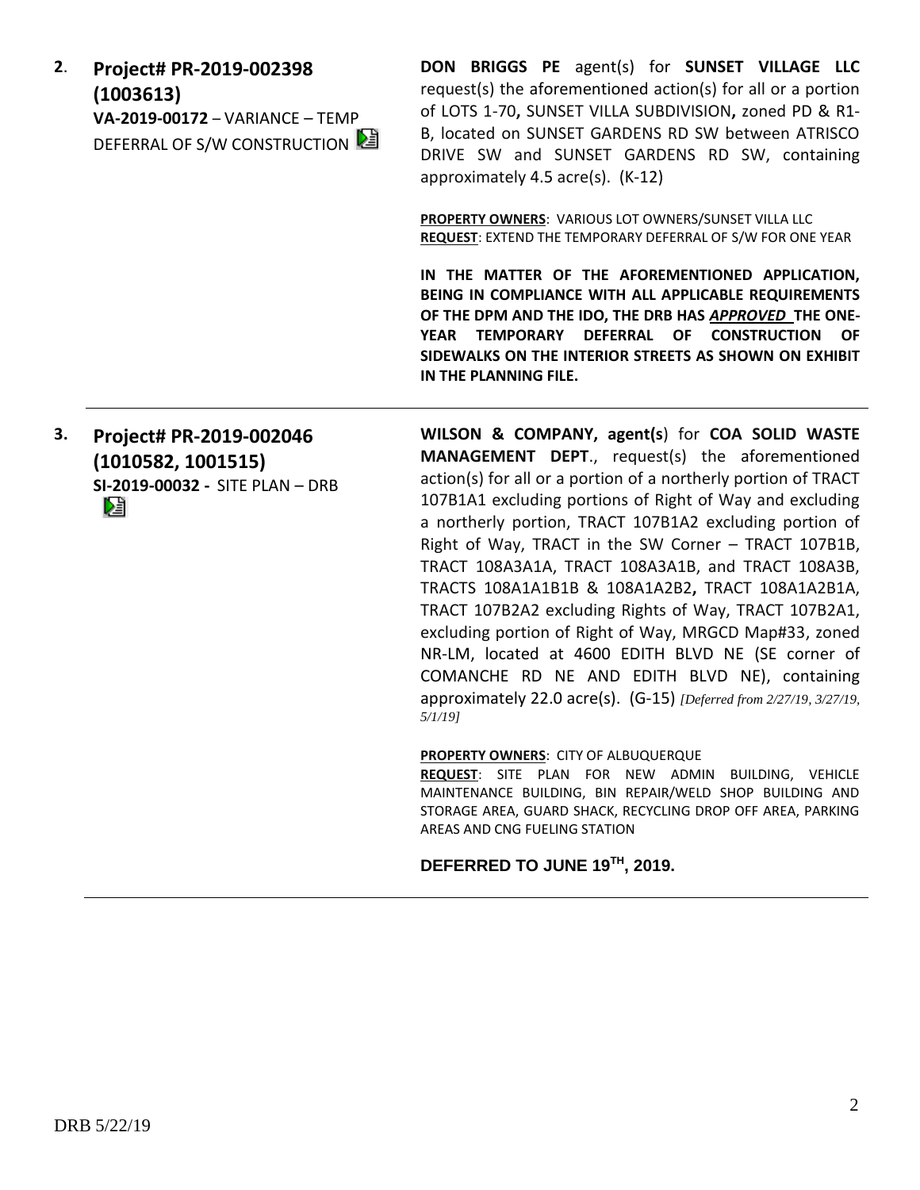**2.** **Project# PR-2019-002398 (1003613)**
**VA-2019-00172** – VARIANCE – TEMP DEFERRAL OF S/W CONSTRUCTION

**DON BRIGGS PE** agent(s) for **SUNSET VILLAGE LLC** request(s) the aforementioned action(s) for all or a portion of LOTS 1-70**,** SUNSET VILLA SUBDIVISION**,** zoned PD & R1-B, located on SUNSET GARDENS RD SW between ATRISCO DRIVE SW and SUNSET GARDENS RD SW, containing approximately 4.5 acre(s). (K-12)

**PROPERTY OWNERS**: VARIOUS LOT OWNERS/SUNSET VILLA LLC
**REQUEST**: EXTEND THE TEMPORARY DEFERRAL OF S/W FOR ONE YEAR

**IN THE MATTER OF THE AFOREMENTIONED APPLICATION, BEING IN COMPLIANCE WITH ALL APPLICABLE REQUIREMENTS OF THE DPM AND THE IDO, THE DRB HAS *APPROVED* THE ONE-YEAR TEMPORARY DEFERRAL OF CONSTRUCTION OF SIDEWALKS ON THE INTERIOR STREETS AS SHOWN ON EXHIBIT IN THE PLANNING FILE.**

---

**3.** **Project# PR-2019-002046 (1010582, 1001515)**
**SI-2019-00032 -** SITE PLAN – DRB

**WILSON & COMPANY, agent(s**) for **COA SOLID WASTE MANAGEMENT DEPT**., request(s) the aforementioned action(s) for all or a portion of a northerly portion of TRACT 107B1A1 excluding portions of Right of Way and excluding a northerly portion, TRACT 107B1A2 excluding portion of Right of Way, TRACT in the SW Corner – TRACT 107B1B, TRACT 108A3A1A, TRACT 108A3A1B, and TRACT 108A3B, TRACTS 108A1A1B1B & 108A1A2B2**,** TRACT 108A1A2B1A, TRACT 107B2A2 excluding Rights of Way, TRACT 107B2A1, excluding portion of Right of Way, MRGCD Map#33, zoned NR-LM, located at 4600 EDITH BLVD NE (SE corner of COMANCHE RD NE AND EDITH BLVD NE), containing approximately 22.0 acre(s). (G-15) *[Deferred from 2/27/19, 3/27/19, 5/1/19]*

**PROPERTY OWNERS**: CITY OF ALBUQUERQUE
**REQUEST**: SITE PLAN FOR NEW ADMIN BUILDING, VEHICLE MAINTENANCE BUILDING, BIN REPAIR/WELD SHOP BUILDING AND STORAGE AREA, GUARD SHACK, RECYCLING DROP OFF AREA, PARKING AREAS AND CNG FUELING STATION

**DEFERRED TO JUNE 19TH, 2019.**

---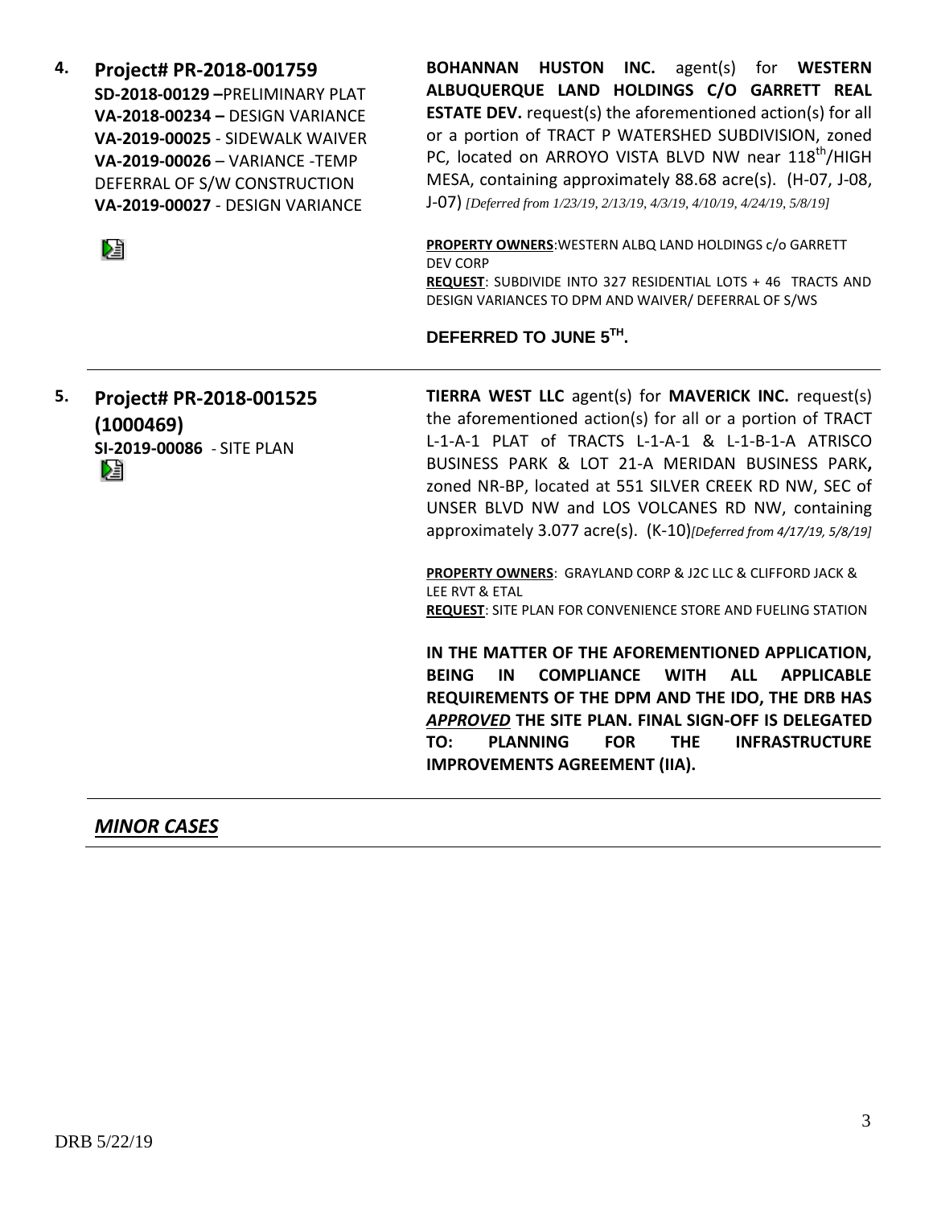**4. Project# PR-2018-001759**
**SD-2018-00129 –** PRELIMINARY PLAT
**VA-2018-00234 –** DESIGN VARIANCE
**VA-2019-00025** - SIDEWALK WAIVER
**VA-2019-00026** – VARIANCE -TEMP DEFERRAL OF S/W CONSTRUCTION
**VA-2019-00027** - DESIGN VARIANCE

**BOHANNAN HUSTON INC.** agent(s) for **WESTERN ALBUQUERQUE LAND HOLDINGS C/O GARRETT REAL ESTATE DEV.** request(s) the aforementioned action(s) for all or a portion of TRACT P WATERSHED SUBDIVISION, zoned PC, located on ARROYO VISTA BLVD NW near 118th/HIGH MESA, containing approximately 88.68 acre(s). (H-07, J-08, J-07) *[Deferred from 1/23/19, 2/13/19, 4/3/19, 4/10/19, 4/24/19, 5/8/19]*

**PROPERTY OWNERS**: WESTERN ALBQ LAND HOLDINGS c/o GARRETT DEV CORP
**REQUEST**: SUBDIVIDE INTO 327 RESIDENTIAL LOTS + 46 TRACTS AND DESIGN VARIANCES TO DPM AND WAIVER/ DEFERRAL OF S/WS

**DEFERRED TO JUNE 5TH.**

---

**5. Project# PR-2018-001525 (1000469)**
**SI-2019-00086** - SITE PLAN

**TIERRA WEST LLC** agent(s) for **MAVERICK INC.** request(s) the aforementioned action(s) for all or a portion of TRACT L-1-A-1 PLAT of TRACTS L-1-A-1 & L-1-B-1-A ATRISCO BUSINESS PARK & LOT 21-A MERIDAN BUSINESS PARK, zoned NR-BP, located at 551 SILVER CREEK RD NW, SEC of UNSER BLVD NW and LOS VOLCANES RD NW, containing approximately 3.077 acre(s). (K-10) *[Deferred from 4/17/19, 5/8/19]*

**PROPERTY OWNERS**: GRAYLAND CORP & J2C LLC & CLIFFORD JACK & LEE RVT & ETAL
**REQUEST**: SITE PLAN FOR CONVENIENCE STORE AND FUELING STATION

**IN THE MATTER OF THE AFOREMENTIONED APPLICATION, BEING IN COMPLIANCE WITH ALL APPLICABLE REQUIREMENTS OF THE DPM AND THE IDO, THE DRB HAS *APPROVED* THE SITE PLAN. FINAL SIGN-OFF IS DELEGATED TO: PLANNING FOR THE INFRASTRUCTURE IMPROVEMENTS AGREEMENT (IIA).**

---

## *MINOR CASES*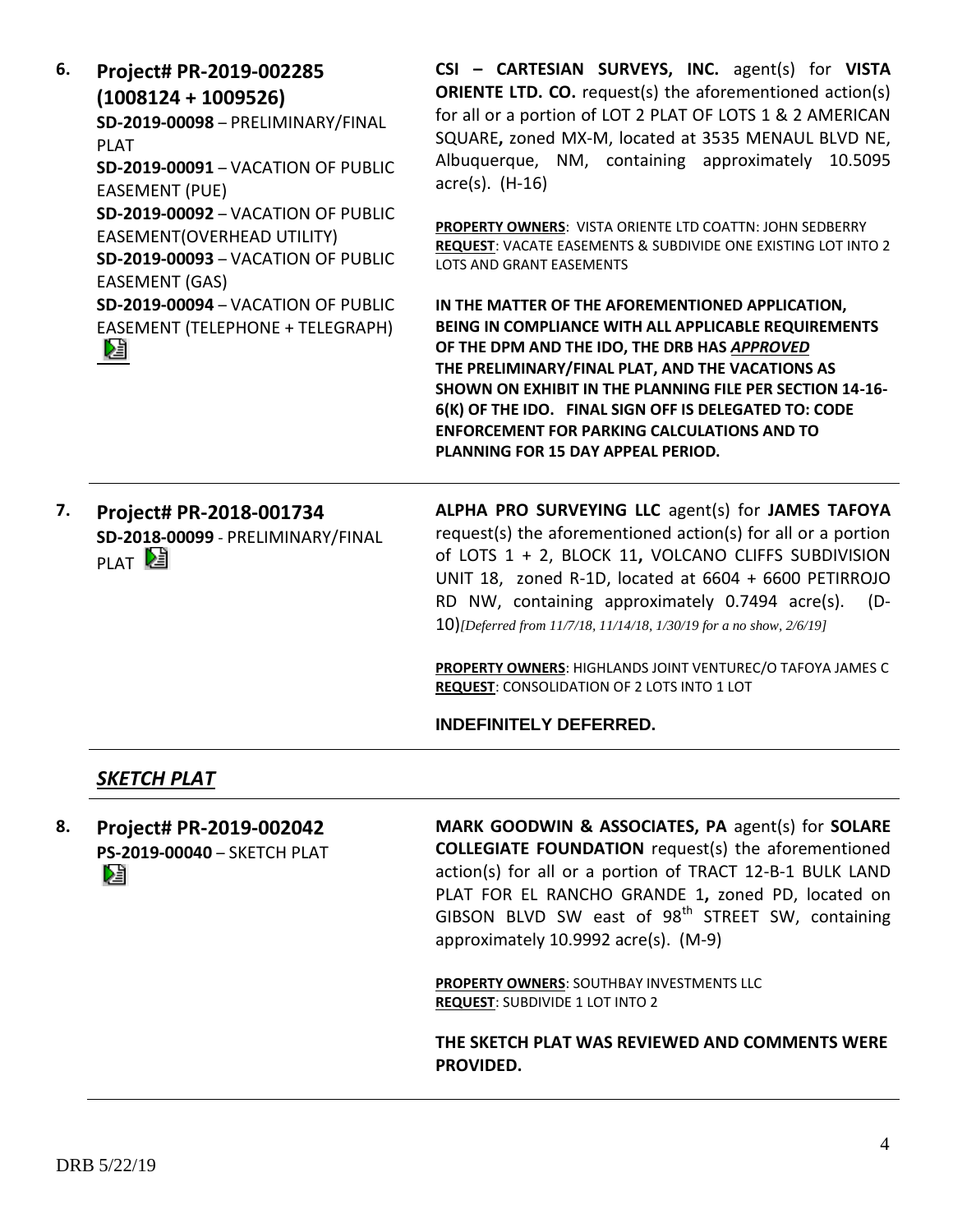6. **Project# PR-2019-002285 (1008124 + 1009526)**
**SD-2019-00098** – PRELIMINARY/FINAL PLAT
**SD-2019-00091** – VACATION OF PUBLIC EASEMENT (PUE)
**SD-2019-00092** – VACATION OF PUBLIC EASEMENT(OVERHEAD UTILITY)
**SD-2019-00093** – VACATION OF PUBLIC EASEMENT (GAS)
**SD-2019-00094** – VACATION OF PUBLIC EASEMENT (TELEPHONE + TELEGRAPH)

**CSI – CARTESIAN SURVEYS, INC.** agent(s) for **VISTA ORIENTE LTD. CO.** request(s) the aforementioned action(s) for all or a portion of LOT 2 PLAT OF LOTS 1 & 2 AMERICAN SQUARE**,** zoned MX-M, located at 3535 MENAUL BLVD NE, Albuquerque, NM, containing approximately 10.5095 acre(s). (H-16)

**PROPERTY OWNERS**: VISTA ORIENTE LTD COATTN: JOHN SEDBERRY
**REQUEST**: VACATE EASEMENTS & SUBDIVIDE ONE EXISTING LOT INTO 2 LOTS AND GRANT EASEMENTS

**IN THE MATTER OF THE AFOREMENTIONED APPLICATION, BEING IN COMPLIANCE WITH ALL APPLICABLE REQUIREMENTS OF THE DPM AND THE IDO, THE DRB HAS *APPROVED* THE PRELIMINARY/FINAL PLAT, AND THE VACATIONS AS SHOWN ON EXHIBIT IN THE PLANNING FILE PER SECTION 14-16-6(K) OF THE IDO. FINAL SIGN OFF IS DELEGATED TO: CODE ENFORCEMENT FOR PARKING CALCULATIONS AND TO PLANNING FOR 15 DAY APPEAL PERIOD.**

---

7. **Project# PR-2018-001734**
**SD-2018-00099** - PRELIMINARY/FINAL PLAT

**ALPHA PRO SURVEYING LLC** agent(s) for **JAMES TAFOYA** request(s) the aforementioned action(s) for all or a portion of LOTS 1 + 2, BLOCK 11**,** VOLCANO CLIFFS SUBDIVISION UNIT 18, zoned R-1D, located at 6604 + 6600 PETIRROJO RD NW, containing approximately 0.7494 acre(s). (D-10)*[Deferred from 11/7/18, 11/14/18, 1/30/19 for a no show, 2/6/19]*

**PROPERTY OWNERS**: HIGHLANDS JOINT VENTUREC/O TAFOYA JAMES C
**REQUEST**: CONSOLIDATION OF 2 LOTS INTO 1 LOT

**INDEFINITELY DEFERRED.**

---

## ***SKETCH PLAT***

8. **Project# PR-2019-002042**
**PS-2019-00040** – SKETCH PLAT

**MARK GOODWIN & ASSOCIATES, PA** agent(s) for **SOLARE COLLEGIATE FOUNDATION** request(s) the aforementioned action(s) for all or a portion of TRACT 12-B-1 BULK LAND PLAT FOR EL RANCHO GRANDE 1**,** zoned PD, located on GIBSON BLVD SW east of 98th STREET SW, containing approximately 10.9992 acre(s). (M-9)

**PROPERTY OWNERS**: SOUTHBAY INVESTMENTS LLC
**REQUEST**: SUBDIVIDE 1 LOT INTO 2

**THE SKETCH PLAT WAS REVIEWED AND COMMENTS WERE PROVIDED.**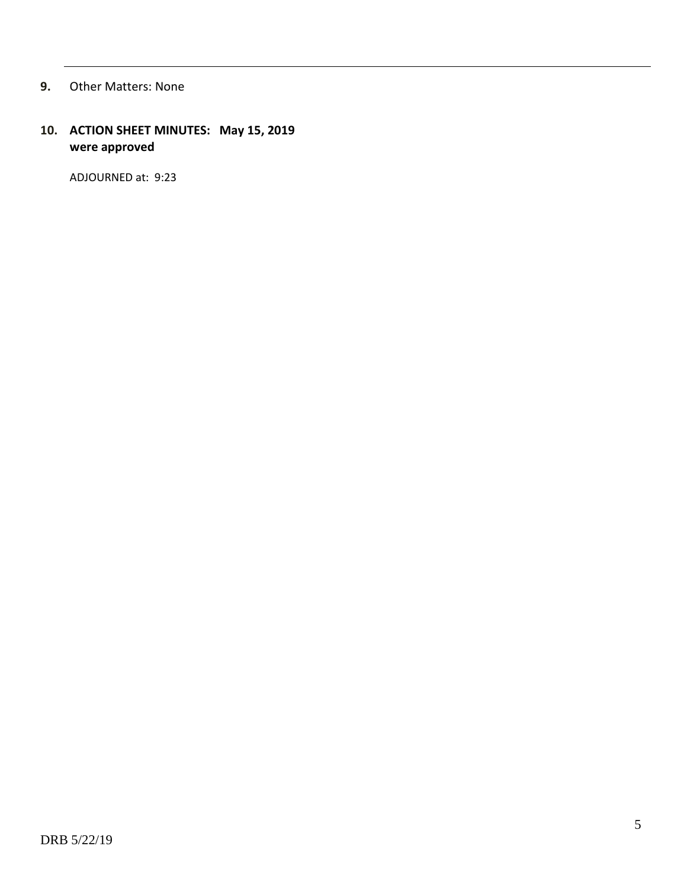**9.** Other Matters: None

**10. ACTION SHEET MINUTES: May 15, 2019 were approved**

ADJOURNED at: 9:23